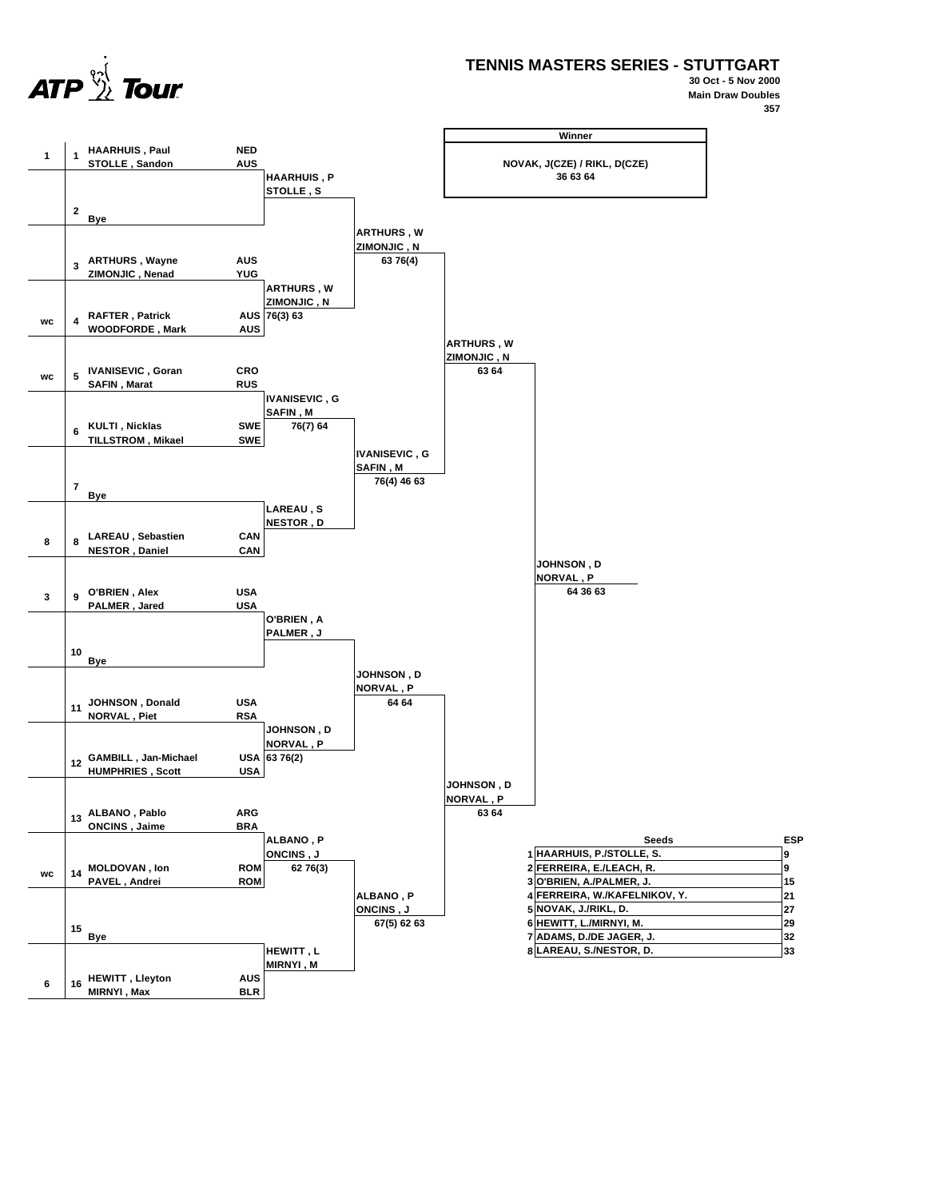# TENNIS MASTERS SERIES - STUTTGART

**30 Oct - 5 Nov 2000**
**Main Draw Doubles**
**357**

## Winner

**NOVAK, J(CZE) / RIKL, D(CZE)**
36 63 64

## Draw

| Seed | # | Players | Nat | Round 2 | Quarterfinals | Semifinals | Final |
|---|---|---|---|---|---|---|---|
| 1 | 1 | HAARHUIS , Paul / STOLLE , Sandon | NED / AUS | HAARHUIS , P / STOLLE , S | ARTHURS , W / ZIMONJIC , N 63 76(4) | ARTHURS , W / ZIMONJIC , N 63 64 | JOHNSON , D / NORVAL , P 64 36 63 |
| | 2 | Bye | | | | | |
| | 3 | ARTHURS , Wayne / ZIMONJIC , Nenad | AUS / YUG | ARTHURS , W / ZIMONJIC , N 76(3) 63 | | | |
| wc | 4 | RAFTER , Patrick / WOODFORDE , Mark | AUS / AUS | | | | |
| wc | 5 | IVANISEVIC , Goran / SAFIN , Marat | CRO / RUS | IVANISEVIC , G / SAFIN , M 76(7) 64 | IVANISEVIC , G / SAFIN , M 76(4) 46 63 | | |
| | 6 | KULTI , Nicklas / TILLSTROM , Mikael | SWE / SWE | | | | |
| | 7 | Bye | | LAREAU , S / NESTOR , D | | | |
| 8 | 8 | LAREAU , Sebastien / NESTOR , Daniel | CAN / CAN | | | | |
| 3 | 9 | O'BRIEN , Alex / PALMER , Jared | USA / USA | O'BRIEN , A / PALMER , J | JOHNSON , D / NORVAL , P 64 64 | JOHNSON , D / NORVAL , P 63 64 | |
| | 10 | Bye | | | | | |
| | 11 | JOHNSON , Donald / NORVAL , Piet | USA / RSA | JOHNSON , D / NORVAL , P 63 76(2) | | | |
| | 12 | GAMBILL , Jan-Michael / HUMPHRIES , Scott | USA / USA | | | | |
| | 13 | ALBANO , Pablo / ONCINS , Jaime | ARG / BRA | ALBANO , P / ONCINS , J 62 76(3) | ALBANO , P / ONCINS , J 67(5) 62 63 | | |
| wc | 14 | MOLDOVAN , Ion / PAVEL , Andrei | ROM / ROM | | | | |
| | 15 | Bye | | HEWITT , L / MIRNYI , M | | | |
| 6 | 16 | HEWITT , Lleyton / MIRNYI , Max | AUS / BLR | | | | |

## Seeds

| | Seeds | ESP |
|---|---|---|
| 1 | HAARHUIS, P./STOLLE, S. | 9 |
| 2 | FERREIRA, E./LEACH, R. | 9 |
| 3 | O'BRIEN, A./PALMER, J. | 15 |
| 4 | FERREIRA, W./KAFELNIKOV, Y. | 21 |
| 5 | NOVAK, J./RIKL, D. | 27 |
| 6 | HEWITT, L./MIRNYI, M. | 29 |
| 7 | ADAMS, D./DE JAGER, J. | 32 |
| 8 | LAREAU, S./NESTOR, D. | 33 |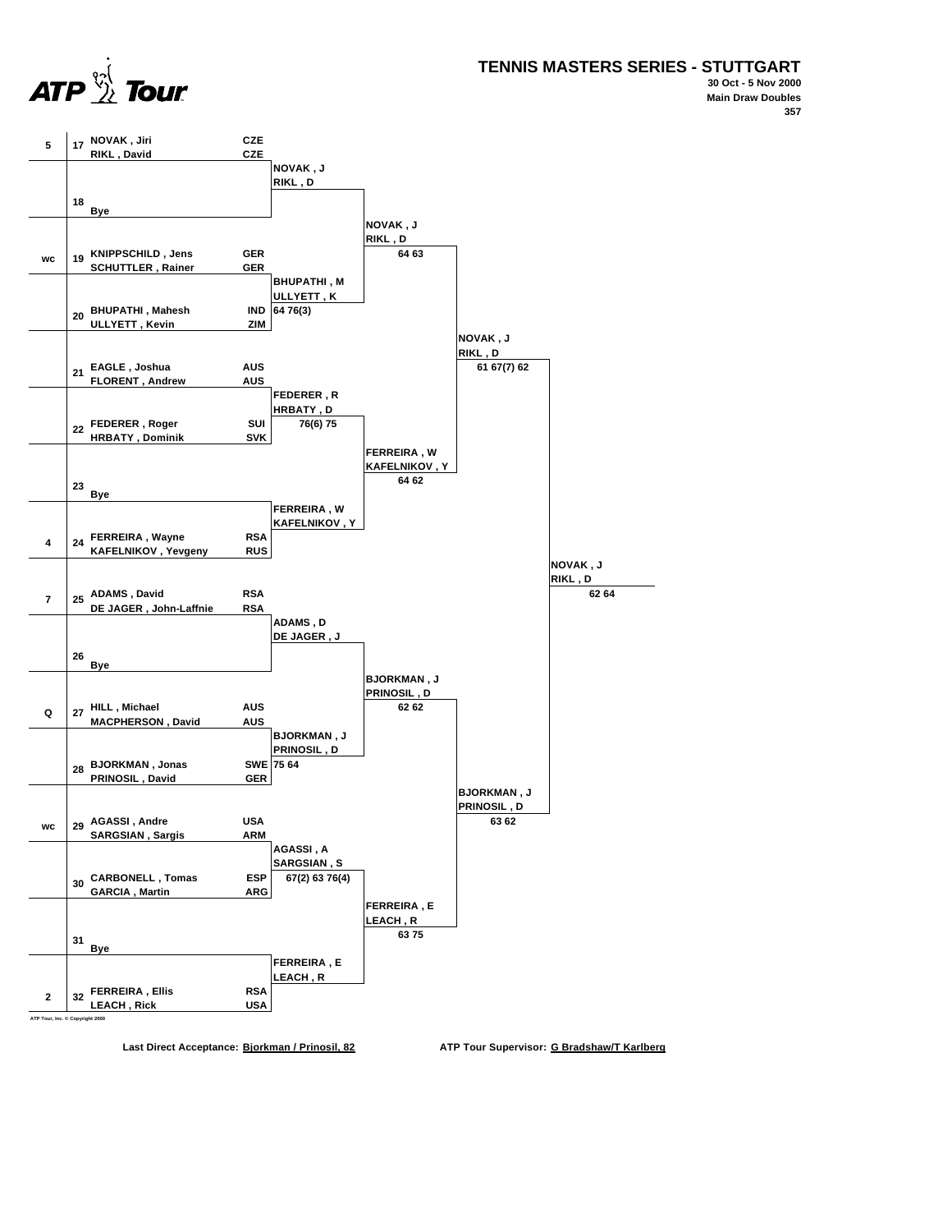# TENNIS MASTERS SERIES - STUTTGART

**30 Oct - 5 Nov 2000**
**Main Draw Doubles**
**357**

## First Round

| Seed | No. | Player | Country |
|---|---|---|---|
| 5 | 17 | NOVAK , Jiri / RIKL , David | CZE / CZE |
| | 18 | Bye | |
| wc | 19 | KNIPPSCHILD , Jens / SCHUTTLER , Rainer | GER / GER |
| | 20 | BHUPATHI , Mahesh / ULLYETT , Kevin | IND / ZIM |
| | 21 | EAGLE , Joshua / FLORENT , Andrew | AUS / AUS |
| | 22 | FEDERER , Roger / HRBATY , Dominik | SUI / SVK |
| | 23 | Bye | |
| 4 | 24 | FERREIRA , Wayne / KAFELNIKOV , Yevgeny | RSA / RUS |
| 7 | 25 | ADAMS , David / DE JAGER , John-Laffnie | RSA / RSA |
| | 26 | Bye | |
| Q | 27 | HILL , Michael / MACPHERSON , David | AUS / AUS |
| | 28 | BJORKMAN , Jonas / PRINOSIL , David | SWE / GER |
| wc | 29 | AGASSI , Andre / SARGSIAN , Sargis | USA / ARM |
| | 30 | CARBONELL , Tomas / GARCIA , Martin | ESP / ARG |
| | 31 | Bye | |
| 2 | 32 | FERREIRA , Ellis / LEACH , Rick | RSA / USA |

## Second Round

- NOVAK , J / RIKL , D
- BHUPATHI , M / ULLYETT , K — 64 76(3)
- FEDERER , R / HRBATY , D — 76(6) 75
- FERREIRA , W / KAFELNIKOV , Y
- ADAMS , D / DE JAGER , J
- BJORKMAN , J / PRINOSIL , D — 75 64
- AGASSI , A / SARGSIAN , S — 67(2) 63 76(4)
- FERREIRA , E / LEACH , R

## Quarterfinals

- NOVAK , J / RIKL , D — 64 63
- FERREIRA , W / KAFELNIKOV , Y — 64 62
- BJORKMAN , J / PRINOSIL , D — 62 62
- FERREIRA , E / LEACH , R — 63 75

## Semifinals

- NOVAK , J / RIKL , D — 61 67(7) 62
- BJORKMAN , J / PRINOSIL , D — 63 62

## Final

- NOVAK , J / RIKL , D — 62 64

ATP Tour, Inc. © Copyright 2000

**Last Direct Acceptance:** Bjorkman / Prinosil, 82

**ATP Tour Supervisor:** G Bradshaw/T Karlberg